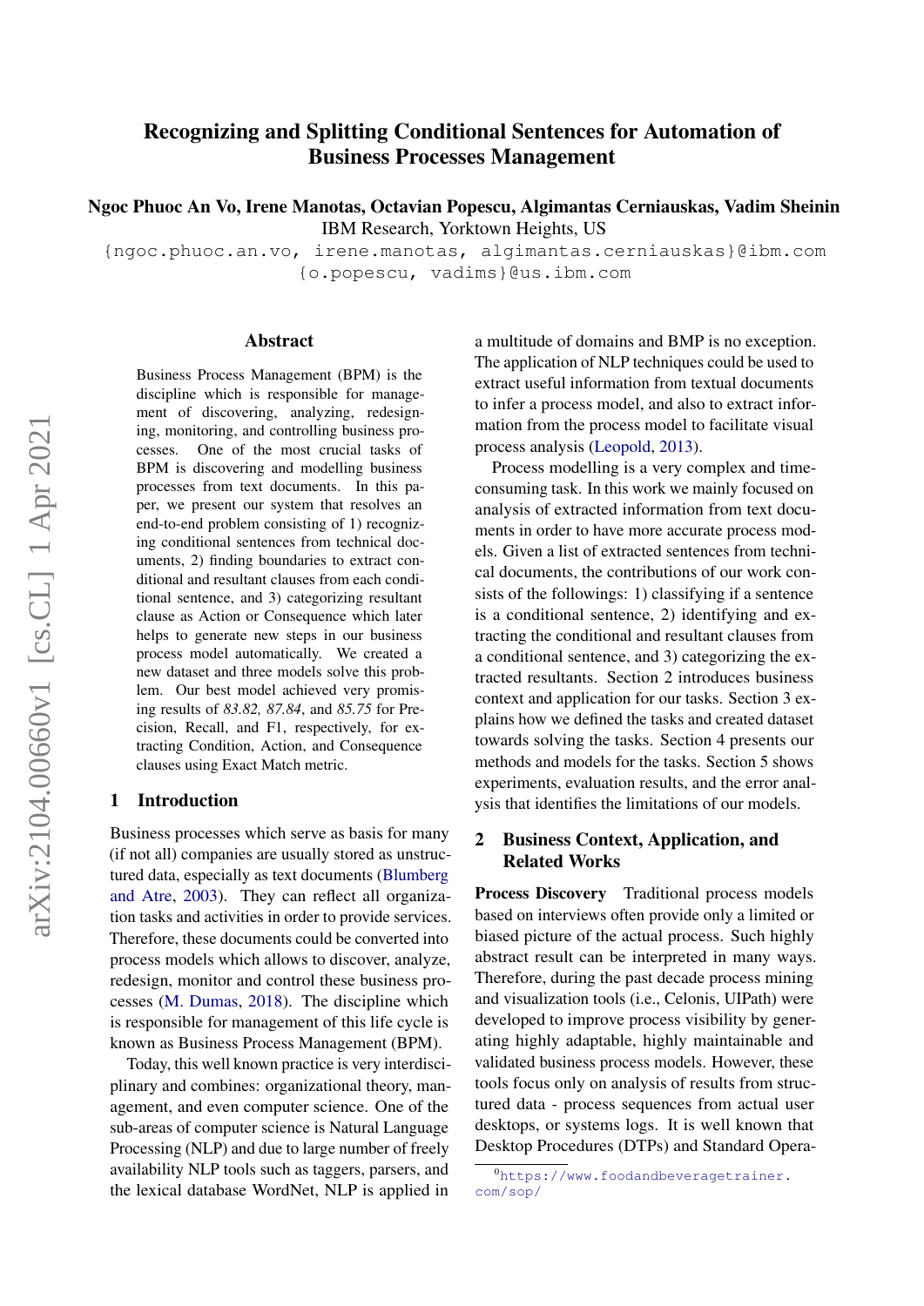# Recognizing and Splitting Conditional Sentences for Automation of Business Processes Management

**Ngoc Phuoc An Vo, Irene Manotas, Octavian Popescu, Algimantas Cerniauskas, Vadim Sheinin**
IBM Research, Yorktown Heights, US
{ngoc.phuoc.an.vo, irene.manotas, algimantas.cerniauskas}@ibm.com
{o.popescu, vadims}@us.ibm.com

## Abstract

Business Process Management (BPM) is the discipline which is responsible for management of discovering, analyzing, redesigning, monitoring, and controlling business processes. One of the most crucial tasks of BPM is discovering and modelling business processes from text documents. In this paper, we present our system that resolves an end-to-end problem consisting of 1) recognizing conditional sentences from technical documents, 2) finding boundaries to extract conditional and resultant clauses from each conditional sentence, and 3) categorizing resultant clause as Action or Consequence which later helps to generate new steps in our business process model automatically. We created a new dataset and three models solve this problem. Our best model achieved very promising results of *83.82, 87.84*, and *85.75* for Precision, Recall, and F1, respectively, for extracting Condition, Action, and Consequence clauses using Exact Match metric.

## 1 Introduction

Business processes which serve as basis for many (if not all) companies are usually stored as unstructured data, especially as text documents (Blumberg and Atre, 2003). They can reflect all organization tasks and activities in order to provide services. Therefore, these documents could be converted into process models which allows to discover, analyze, redesign, monitor and control these business processes (M. Dumas, 2018). The discipline which is responsible for management of this life cycle is known as Business Process Management (BPM).

Today, this well known practice is very interdisciplinary and combines: organizational theory, management, and even computer science. One of the sub-areas of computer science is Natural Language Processing (NLP) and due to large number of freely availability NLP tools such as taggers, parsers, and the lexical database WordNet, NLP is applied in a multitude of domains and BMP is no exception. The application of NLP techniques could be used to extract useful information from textual documents to infer a process model, and also to extract information from the process model to facilitate visual process analysis (Leopold, 2013).

Process modelling is a very complex and time-consuming task. In this work we mainly focused on analysis of extracted information from text documents in order to have more accurate process models. Given a list of extracted sentences from technical documents, the contributions of our work consists of the followings: 1) classifying if a sentence is a conditional sentence, 2) identifying and extracting the conditional and resultant clauses from a conditional sentence, and 3) categorizing the extracted resultants. Section 2 introduces business context and application for our tasks. Section 3 explains how we defined the tasks and created dataset towards solving the tasks. Section 4 presents our methods and models for the tasks. Section 5 shows experiments, evaluation results, and the error analysis that identifies the limitations of our models.

## 2 Business Context, Application, and Related Works

**Process Discovery** Traditional process models based on interviews often provide only a limited or biased picture of the actual process. Such highly abstract result can be interpreted in many ways. Therefore, during the past decade process mining and visualization tools (i.e., Celonis, UIPath) were developed to improve process visibility by generating highly adaptable, highly maintainable and validated business process models. However, these tools focus only on analysis of results from structured data - process sequences from actual user desktops, or systems logs. It is well known that Desktop Procedures (DTPs) and Standard Opera-

[0] https://www.foodandbeveragetrainer.com/sop/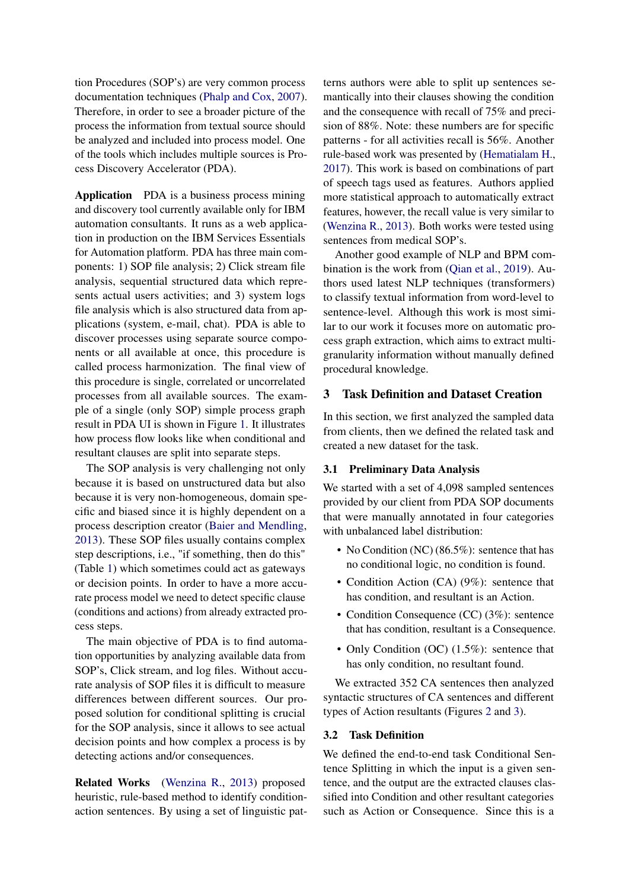tion Procedures (SOP's) are very common process documentation techniques (Phalp and Cox, 2007). Therefore, in order to see a broader picture of the process the information from textual source should be analyzed and included into process model. One of the tools which includes multiple sources is Process Discovery Accelerator (PDA).

**Application** PDA is a business process mining and discovery tool currently available only for IBM automation consultants. It runs as a web application in production on the IBM Services Essentials for Automation platform. PDA has three main components: 1) SOP file analysis; 2) Click stream file analysis, sequential structured data which represents actual users activities; and 3) system logs file analysis which is also structured data from applications (system, e-mail, chat). PDA is able to discover processes using separate source components or all available at once, this procedure is called process harmonization. The final view of this procedure is single, correlated or uncorrelated processes from all available sources. The example of a single (only SOP) simple process graph result in PDA UI is shown in Figure 1. It illustrates how process flow looks like when conditional and resultant clauses are split into separate steps.

The SOP analysis is very challenging not only because it is based on unstructured data but also because it is very non-homogeneous, domain specific and biased since it is highly dependent on a process description creator (Baier and Mendling, 2013). These SOP files usually contains complex step descriptions, i.e., "if something, then do this" (Table 1) which sometimes could act as gateways or decision points. In order to have a more accurate process model we need to detect specific clause (conditions and actions) from already extracted process steps.

The main objective of PDA is to find automation opportunities by analyzing available data from SOP's, Click stream, and log files. Without accurate analysis of SOP files it is difficult to measure differences between different sources. Our proposed solution for conditional splitting is crucial for the SOP analysis, since it allows to see actual decision points and how complex a process is by detecting actions and/or consequences.

**Related Works** (Wenzina R., 2013) proposed heuristic, rule-based method to identify condition-action sentences. By using a set of linguistic patterns authors were able to split up sentences semantically into their clauses showing the condition and the consequence with recall of 75% and precision of 88%. Note: these numbers are for specific patterns - for all activities recall is 56%. Another rule-based work was presented by (Hematialam H., 2017). This work is based on combinations of part of speech tags used as features. Authors applied more statistical approach to automatically extract features, however, the recall value is very similar to (Wenzina R., 2013). Both works were tested using sentences from medical SOP's.

Another good example of NLP and BPM combination is the work from (Qian et al., 2019). Authors used latest NLP techniques (transformers) to classify textual information from word-level to sentence-level. Although this work is most similar to our work it focuses more on automatic process graph extraction, which aims to extract multi-granularity information without manually defined procedural knowledge.

## 3 Task Definition and Dataset Creation

In this section, we first analyzed the sampled data from clients, then we defined the related task and created a new dataset for the task.

### 3.1 Preliminary Data Analysis

We started with a set of 4,098 sampled sentences provided by our client from PDA SOP documents that were manually annotated in four categories with unbalanced label distribution:

- No Condition (NC) (86.5%): sentence that has no conditional logic, no condition is found.
- Condition Action (CA) (9%): sentence that has condition, and resultant is an Action.
- Condition Consequence (CC) (3%): sentence that has condition, resultant is a Consequence.
- Only Condition (OC) (1.5%): sentence that has only condition, no resultant found.

We extracted 352 CA sentences then analyzed syntactic structures of CA sentences and different types of Action resultants (Figures 2 and 3).

### 3.2 Task Definition

We defined the end-to-end task Conditional Sentence Splitting in which the input is a given sentence, and the output are the extracted clauses classified into Condition and other resultant categories such as Action or Consequence. Since this is a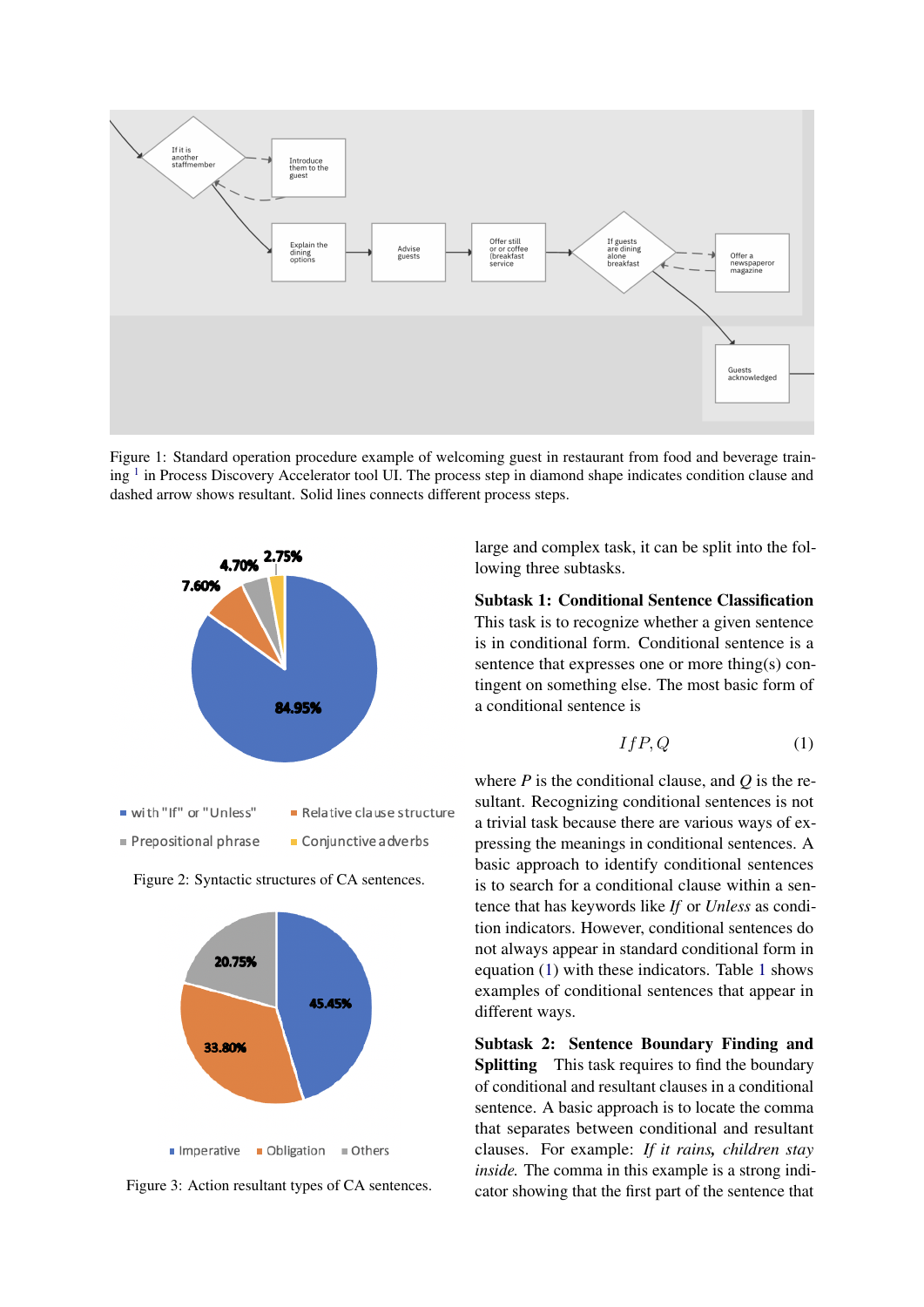Figure 1: Standard operation procedure example of welcoming guest in restaurant from food and beverage training [1] in Process Discovery Accelerator tool UI. The process step in diamond shape indicates condition clause and dashed arrow shows resultant. Solid lines connects different process steps.

Figure 2: Syntactic structures of CA sentences.

Figure 3: Action resultant types of CA sentences.

large and complex task, it can be split into the following three subtasks.

**Subtask 1: Conditional Sentence Classification** This task is to recognize whether a given sentence is in conditional form. Conditional sentence is a sentence that expresses one or more thing(s) contingent on something else. The most basic form of a conditional sentence is

$$If P, Q \tag{1}$$

where *P* is the conditional clause, and *Q* is the resultant. Recognizing conditional sentences is not a trivial task because there are various ways of expressing the meanings in conditional sentences. A basic approach to identify conditional sentences is to search for a conditional clause within a sentence that has keywords like *If* or *Unless* as condition indicators. However, conditional sentences do not always appear in standard conditional form in equation (1) with these indicators. Table 1 shows examples of conditional sentences that appear in different ways.

**Subtask 2: Sentence Boundary Finding and Splitting** This task requires to find the boundary of conditional and resultant clauses in a conditional sentence. A basic approach is to locate the comma that separates between conditional and resultant clauses. For example: *If it rains, children stay inside.* The comma in this example is a strong indicator showing that the first part of the sentence that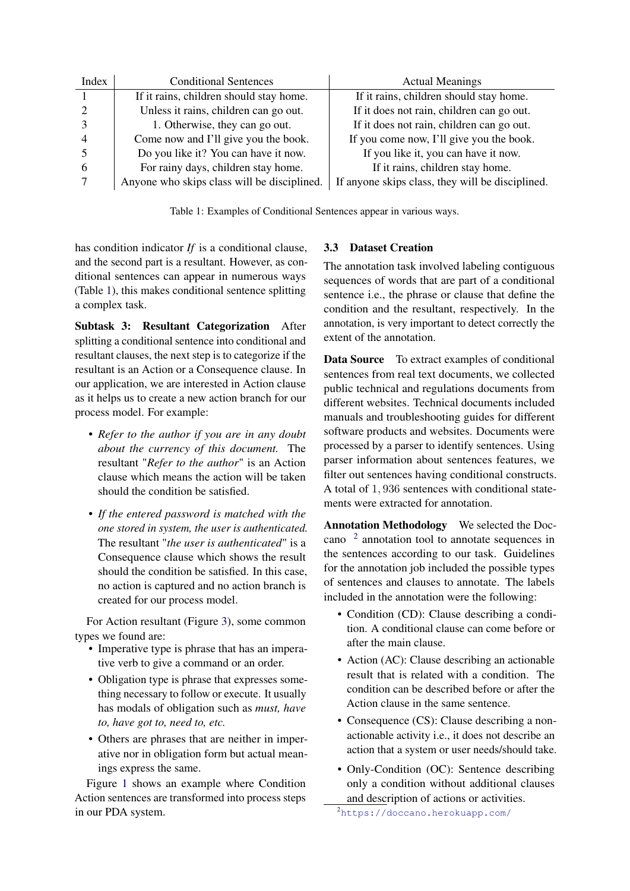| Index | Conditional Sentences | Actual Meanings |
|---|---|---|
| 1 | If it rains, children should stay home. | If it rains, children should stay home. |
| 2 | Unless it rains, children can go out. | If it does not rain, children can go out. |
| 3 | 1. Otherwise, they can go out. | If it does not rain, children can go out. |
| 4 | Come now and I'll give you the book. | If you come now, I'll give you the book. |
| 5 | Do you like it? You can have it now. | If you like it, you can have it now. |
| 6 | For rainy days, children stay home. | If it rains, children stay home. |
| 7 | Anyone who skips class will be disciplined. | If anyone skips class, they will be disciplined. |

Table 1: Examples of Conditional Sentences appear in various ways.

has condition indicator *If* is a conditional clause, and the second part is a resultant. However, as conditional sentences can appear in numerous ways (Table 1), this makes conditional sentence splitting a complex task.

**Subtask 3: Resultant Categorization** After splitting a conditional sentence into conditional and resultant clauses, the next step is to categorize if the resultant is an Action or a Consequence clause. In our application, we are interested in Action clause as it helps us to create a new action branch for our process model. For example:

- *Refer to the author if you are in any doubt about the currency of this document.* The resultant "*Refer to the author*" is an Action clause which means the action will be taken should the condition be satisfied.
- *If the entered password is matched with the one stored in system, the user is authenticated.* The resultant "*the user is authenticated*" is a Consequence clause which shows the result should the condition be satisfied. In this case, no action is captured and no action branch is created for our process model.

For Action resultant (Figure 3), some common types we found are:

- Imperative type is phrase that has an imperative verb to give a command or an order.
- Obligation type is phrase that expresses something necessary to follow or execute. It usually has modals of obligation such as *must, have to, have got to, need to, etc.*
- Others are phrases that are neither in imperative nor in obligation form but actual meanings express the same.

Figure 1 shows an example where Condition Action sentences are transformed into process steps in our PDA system.

## 3.3 Dataset Creation

The annotation task involved labeling contiguous sequences of words that are part of a conditional sentence i.e., the phrase or clause that define the condition and the resultant, respectively. In the annotation, is very important to detect correctly the extent of the annotation.

**Data Source** To extract examples of conditional sentences from real text documents, we collected public technical and regulations documents from different websites. Technical documents included manuals and troubleshooting guides for different software products and websites. Documents were processed by a parser to identify sentences. Using parser information about sentences features, we filter out sentences having conditional constructs. A total of $1,936$ sentences with conditional statements were extracted for annotation.

**Annotation Methodology** We selected the Doccano [2] annotation tool to annotate sequences in the sentences according to our task. Guidelines for the annotation job included the possible types of sentences and clauses to annotate. The labels included in the annotation were the following:

- Condition (CD): Clause describing a condition. A conditional clause can come before or after the main clause.
- Action (AC): Clause describing an actionable result that is related with a condition. The condition can be described before or after the Action clause in the same sentence.
- Consequence (CS): Clause describing a non-actionable activity i.e., it does not describe an action that a system or user needs/should take.
- Only-Condition (OC): Sentence describing only a condition without additional clauses and description of actions or activities.

[2] https://doccano.herokuapp.com/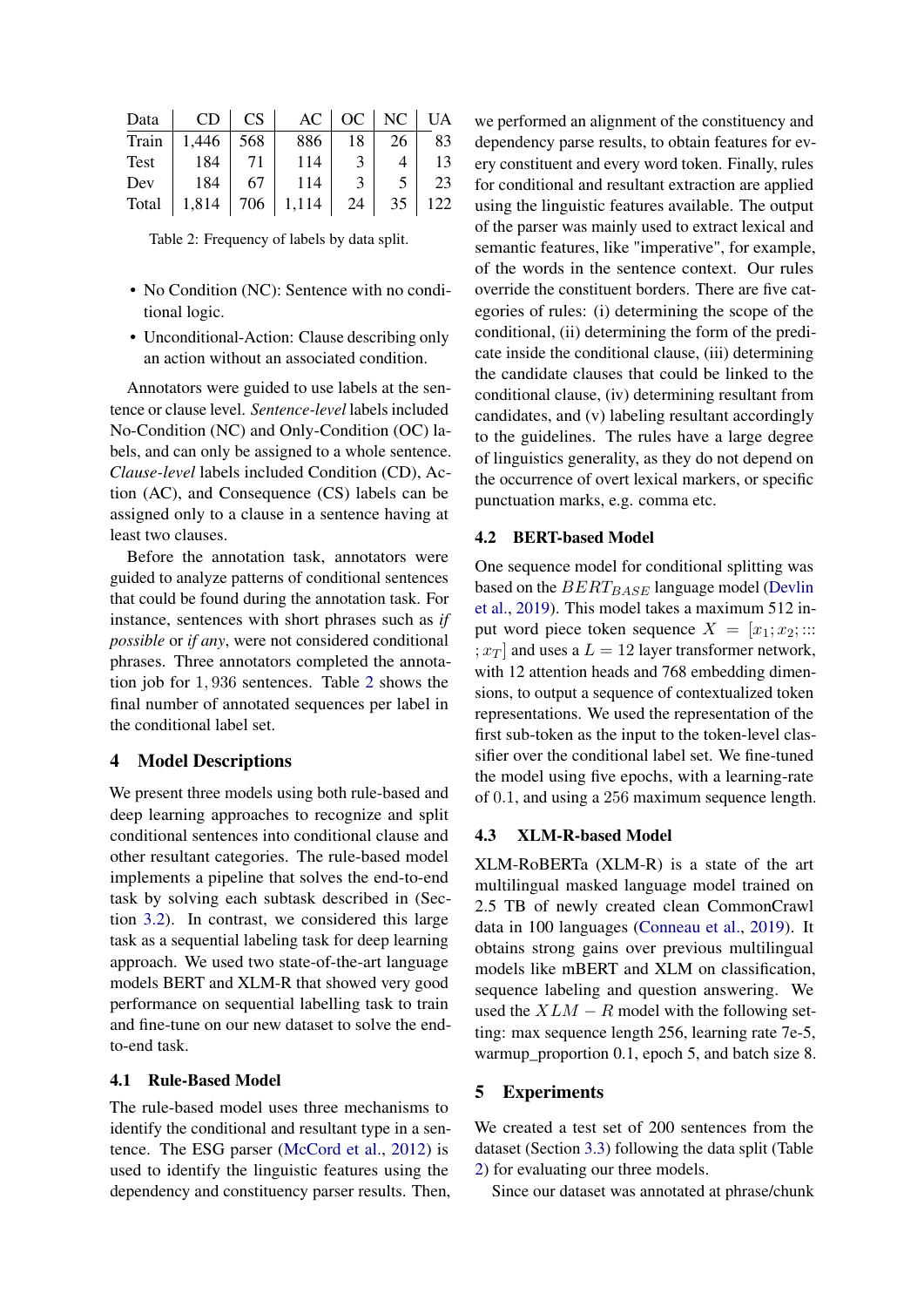| Data | CD | CS | AC | OC | NC | UA |
|---|---|---|---|---|---|---|
| Train | 1,446 | 568 | 886 | 18 | 26 | 83 |
| Test | 184 | 71 | 114 | 3 | 4 | 13 |
| Dev | 184 | 67 | 114 | 3 | 5 | 23 |
| Total | 1,814 | 706 | 1,114 | 24 | 35 | 122 |

Table 2: Frequency of labels by data split.

- No Condition (NC): Sentence with no conditional logic.
- Unconditional-Action: Clause describing only an action without an associated condition.

Annotators were guided to use labels at the sentence or clause level. *Sentence-level* labels included No-Condition (NC) and Only-Condition (OC) labels, and can only be assigned to a whole sentence. *Clause-level* labels included Condition (CD), Action (AC), and Consequence (CS) labels can be assigned only to a clause in a sentence having at least two clauses.

Before the annotation task, annotators were guided to analyze patterns of conditional sentences that could be found during the annotation task. For instance, sentences with short phrases such as *if possible* or *if any*, were not considered conditional phrases. Three annotators completed the annotation job for $1,936$ sentences. Table 2 shows the final number of annotated sequences per label in the conditional label set.

## 4 Model Descriptions

We present three models using both rule-based and deep learning approaches to recognize and split conditional sentences into conditional clause and other resultant categories. The rule-based model implements a pipeline that solves the end-to-end task by solving each subtask described in (Section 3.2). In contrast, we considered this large task as a sequential labeling task for deep learning approach. We used two state-of-the-art language models BERT and XLM-R that showed very good performance on sequential labelling task to train and fine-tune on our new dataset to solve the end-to-end task.

### 4.1 Rule-Based Model

The rule-based model uses three mechanisms to identify the conditional and resultant type in a sentence. The ESG parser (McCord et al., 2012) is used to identify the linguistic features using the dependency and constituency parser results. Then, we performed an alignment of the constituency and dependency parse results, to obtain features for every constituent and every word token. Finally, rules for conditional and resultant extraction are applied using the linguistic features available. The output of the parser was mainly used to extract lexical and semantic features, like "imperative", for example, of the words in the sentence context. Our rules override the constituent borders. There are five categories of rules: (i) determining the scope of the conditional, (ii) determining the form of the predicate inside the conditional clause, (iii) determining the candidate clauses that could be linked to the conditional clause, (iv) determining resultant from candidates, and (v) labeling resultant accordingly to the guidelines. The rules have a large degree of linguistics generality, as they do not depend on the occurrence of overt lexical markers, or specific punctuation marks, e.g. comma etc.

### 4.2 BERT-based Model

One sequence model for conditional splitting was based on the $BERT_{BASE}$ language model (Devlin et al., 2019). This model takes a maximum 512 input word piece token sequence $X = [x_1; x_2; ::: ; x_T]$ and uses a $L = 12$ layer transformer network, with 12 attention heads and 768 embedding dimensions, to output a sequence of contextualized token representations. We used the representation of the first sub-token as the input to the token-level classifier over the conditional label set. We fine-tuned the model using five epochs, with a learning-rate of $0.1$, and using a $256$ maximum sequence length.

### 4.3 XLM-R-based Model

XLM-RoBERTa (XLM-R) is a state of the art multilingual masked language model trained on 2.5 TB of newly created clean CommonCrawl data in 100 languages (Conneau et al., 2019). It obtains strong gains over previous multilingual models like mBERT and XLM on classification, sequence labeling and question answering. We used the $XLM-R$ model with the following setting: max sequence length 256, learning rate 7e-5, warmup_proportion 0.1, epoch 5, and batch size 8.

## 5 Experiments

We created a test set of 200 sentences from the dataset (Section 3.3) following the data split (Table 2) for evaluating our three models.

Since our dataset was annotated at phrase/chunk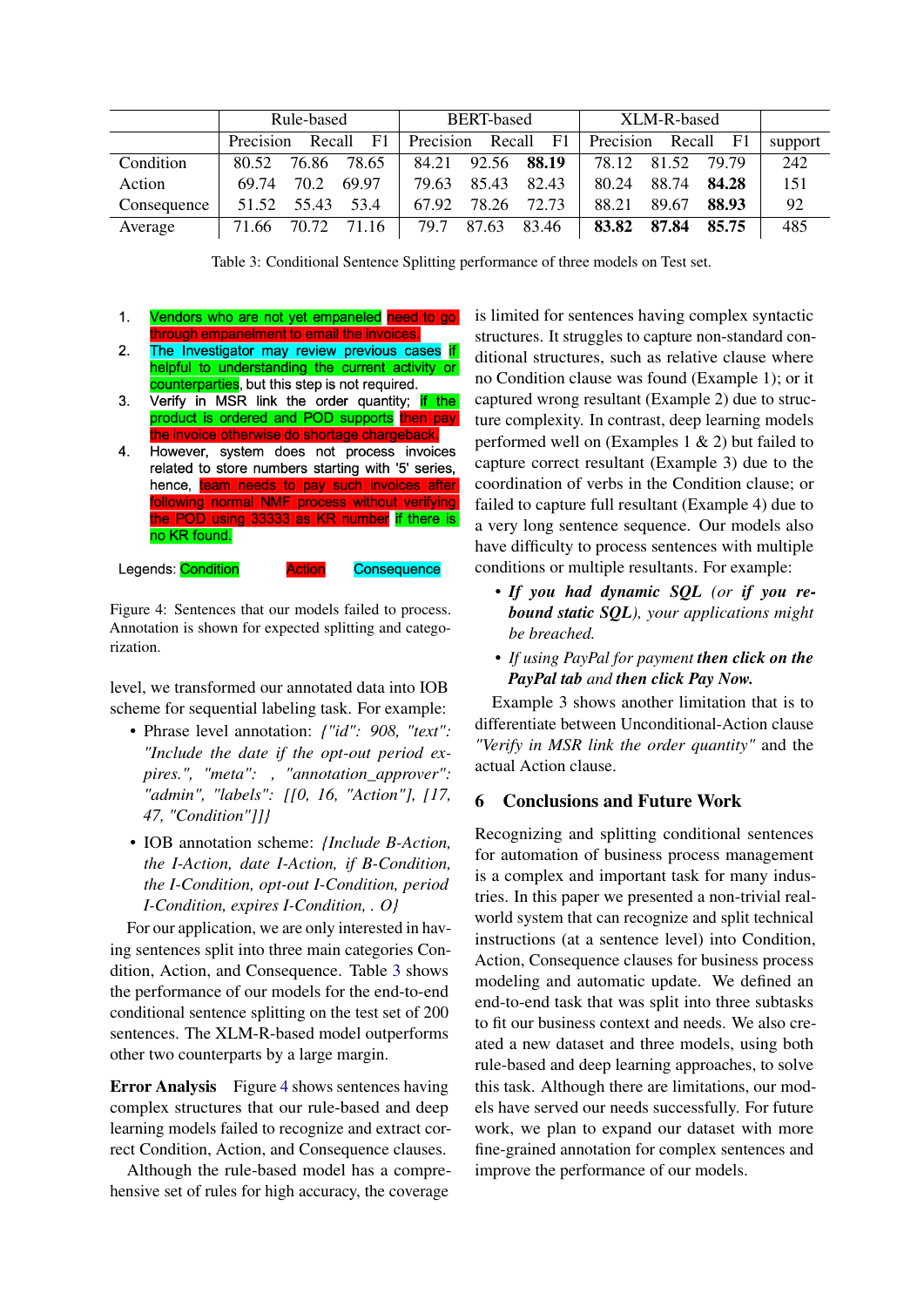| | Rule-based | | | BERT-based | | | XLM-R-based | | | |
|---|---|---|---|---|---|---|---|---|---|---|
| | Precision | Recall | F1 | Precision | Recall | F1 | Precision | Recall | F1 | support |
| Condition | 80.52 | 76.86 | 78.65 | 84.21 | 92.56 | **88.19** | 78.12 | 81.52 | 79.79 | 242 |
| Action | 69.74 | 70.2 | 69.97 | 79.63 | 85.43 | 82.43 | 80.24 | 88.74 | **84.28** | 151 |
| Consequence | 51.52 | 55.43 | 53.4 | 67.92 | 78.26 | 72.73 | 88.21 | 89.67 | **88.93** | 92 |
| Average | 71.66 | 70.72 | 71.16 | 79.7 | 87.63 | 83.46 | **83.82** | **87.84** | **85.75** | 485 |

Table 3: Conditional Sentence Splitting performance of three models on Test set.

1. Vendors who are not yet empaneled need to go through empanelment to email the invoices.
2. The Investigator may review previous cases if helpful to understanding the current activity or counterparties, but this step is not required.
3. Verify in MSR link the order quantity; if the product is ordered and POD supports then pay the invoice otherwise do shortage chargeback.
4. However, system does not process invoices related to store numbers starting with '5' series, hence, team needs to pay such invoices after following normal NMF process without verifying the POD using 33333 as KR number if there is no KR found.

Legends: Condition Action Consequence

Figure 4: Sentences that our models failed to process. Annotation is shown for expected splitting and categorization.

level, we transformed our annotated data into IOB scheme for sequential labeling task. For example:

- Phrase level annotation: *{"id": 908, "text": "Include the date if the opt-out period expires.", "meta": , "annotation_approver": "admin", "labels": [[0, 16, "Action"], [17, 47, "Condition"]]}*
- IOB annotation scheme: *{Include B-Action, the I-Action, date I-Action, if B-Condition, the I-Condition, opt-out I-Condition, period I-Condition, expires I-Condition, . O}*

For our application, we are only interested in having sentences split into three main categories Condition, Action, and Consequence. Table 3 shows the performance of our models for the end-to-end conditional sentence splitting on the test set of 200 sentences. The XLM-R-based model outperforms other two counterparts by a large margin.

**Error Analysis** Figure 4 shows sentences having complex structures that our rule-based and deep learning models failed to recognize and extract correct Condition, Action, and Consequence clauses.

Although the rule-based model has a comprehensive set of rules for high accuracy, the coverage is limited for sentences having complex syntactic structures. It struggles to capture non-standard conditional structures, such as relative clause where no Condition clause was found (Example 1); or it captured wrong resultant (Example 2) due to structure complexity. In contrast, deep learning models performed well on (Examples 1 & 2) but failed to capture correct resultant (Example 3) due to the coordination of verbs in the Condition clause; or failed to capture full resultant (Example 4) due to a very long sentence sequence. Our models also have difficulty to process sentences with multiple conditions or multiple resultants. For example:

- ***If you had dynamic SQL*** *(or* ***if you rebound static SQL****), your applications might be breached.*
- *If using PayPal for payment* ***then click on the PayPal tab*** *and* ***then click Pay Now.***

Example 3 shows another limitation that is to differentiate between Unconditional-Action clause *"Verify in MSR link the order quantity"* and the actual Action clause.

## 6 Conclusions and Future Work

Recognizing and splitting conditional sentences for automation of business process management is a complex and important task for many industries. In this paper we presented a non-trivial real-world system that can recognize and split technical instructions (at a sentence level) into Condition, Action, Consequence clauses for business process modeling and automatic update. We defined an end-to-end task that was split into three subtasks to fit our business context and needs. We also created a new dataset and three models, using both rule-based and deep learning approaches, to solve this task. Although there are limitations, our models have served our needs successfully. For future work, we plan to expand our dataset with more fine-grained annotation for complex sentences and improve the performance of our models.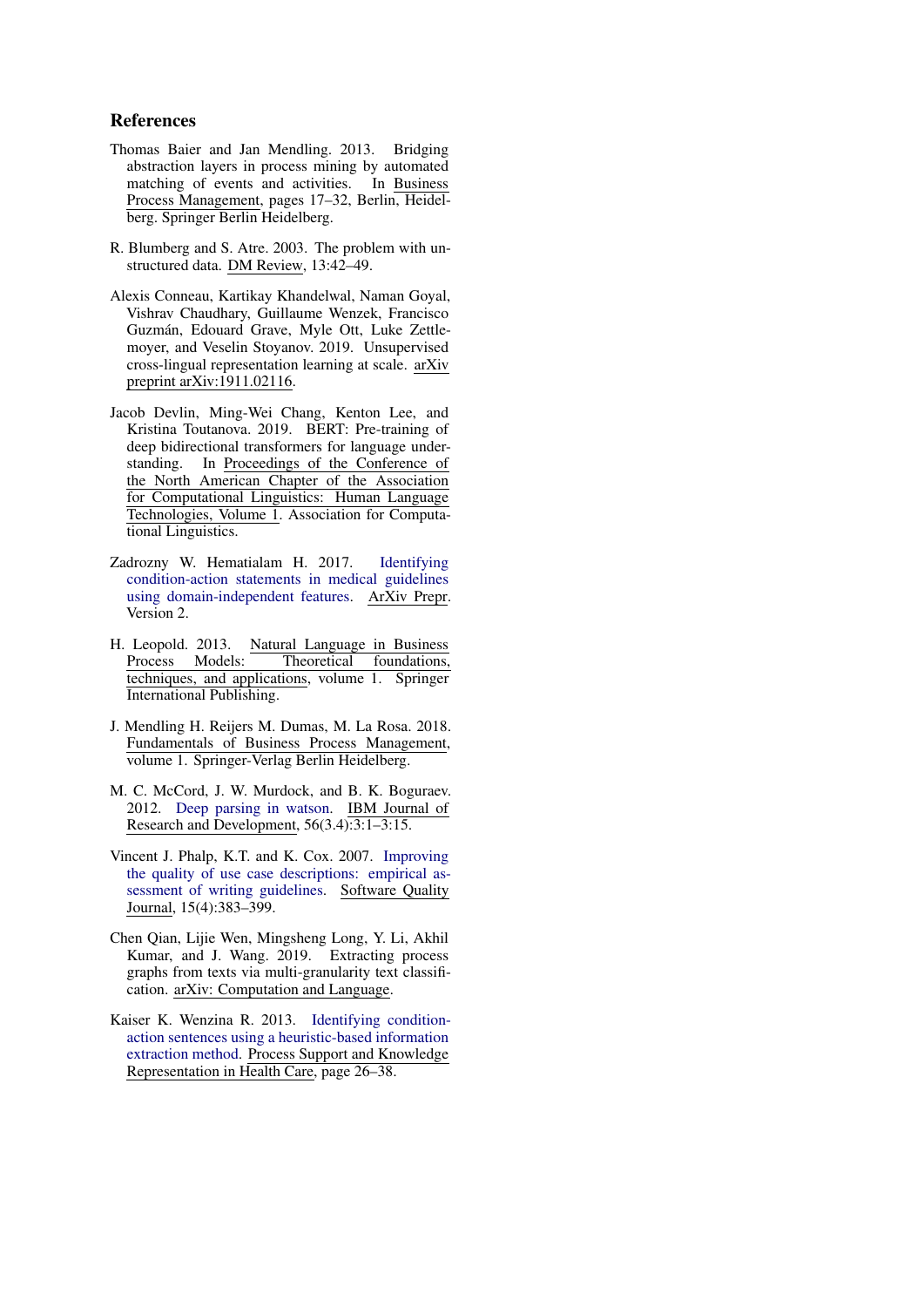## References

Thomas Baier and Jan Mendling. 2013. Bridging abstraction layers in process mining by automated matching of events and activities. In Business Process Management, pages 17–32, Berlin, Heidelberg. Springer Berlin Heidelberg.

R. Blumberg and S. Atre. 2003. The problem with unstructured data. DM Review, 13:42–49.

Alexis Conneau, Kartikay Khandelwal, Naman Goyal, Vishrav Chaudhary, Guillaume Wenzek, Francisco Guzmán, Edouard Grave, Myle Ott, Luke Zettlemoyer, and Veselin Stoyanov. 2019. Unsupervised cross-lingual representation learning at scale. arXiv preprint arXiv:1911.02116.

Jacob Devlin, Ming-Wei Chang, Kenton Lee, and Kristina Toutanova. 2019. BERT: Pre-training of deep bidirectional transformers for language understanding. In Proceedings of the Conference of the North American Chapter of the Association for Computational Linguistics: Human Language Technologies, Volume 1. Association for Computational Linguistics.

Zadrozny W. Hematialam H. 2017. Identifying condition-action statements in medical guidelines using domain-independent features. ArXiv Prepr. Version 2.

H. Leopold. 2013. Natural Language in Business Process Models: Theoretical foundations, techniques, and applications, volume 1. Springer International Publishing.

J. Mendling H. Reijers M. Dumas, M. La Rosa. 2018. Fundamentals of Business Process Management, volume 1. Springer-Verlag Berlin Heidelberg.

M. C. McCord, J. W. Murdock, and B. K. Boguraev. 2012. Deep parsing in watson. IBM Journal of Research and Development, 56(3.4):3:1–3:15.

Vincent J. Phalp, K.T. and K. Cox. 2007. Improving the quality of use case descriptions: empirical assessment of writing guidelines. Software Quality Journal, 15(4):383–399.

Chen Qian, Lijie Wen, Mingsheng Long, Y. Li, Akhil Kumar, and J. Wang. 2019. Extracting process graphs from texts via multi-granularity text classification. arXiv: Computation and Language.

Kaiser K. Wenzina R. 2013. Identifying condition-action sentences using a heuristic-based information extraction method. Process Support and Knowledge Representation in Health Care, page 26–38.